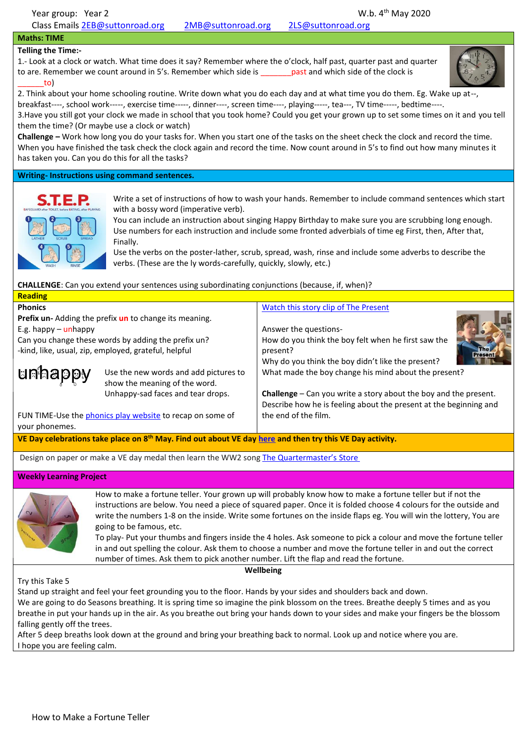Year group: Year 2 W.b. 4th May 2020

Class Emails 2EB@suttonroad.org 2MB@suttonroad.org 2LS@suttonroad.org

## Maths: TIME

**Telling the Time:-**

1.- Look at a clock or watch. What time does it say? Remember where the o'clock, half past, quarter past and quarter to are. Remember we count around in 5's. Remember which side is _______past and which side of the clock is _______to)

2. Think about your home schooling routine. Write down what you do each day and at what time you do them. Eg. Wake up at--, breakfast----, school work-----, exercise time-----, dinner----, screen time----, playing-----, tea---, TV time-----, bedtime----.

3.Have you still got your clock we made in school that you took home? Could you get your grown up to set some times on it and you tell them the time? (Or maybe use a clock or watch)

**Challenge –** Work how long you do your tasks for. When you start one of the tasks on the sheet check the clock and record the time. When you have finished the task check the clock again and record the time. Now count around in 5's to find out how many minutes it has taken you. Can you do this for all the tasks?

## Writing- Instructions using command sentences.

Write a set of instructions of how to wash your hands. Remember to include command sentences which start with a bossy word (imperative verb).

You can include an instruction about singing Happy Birthday to make sure you are scrubbing long enough.

Use numbers for each instruction and include some fronted adverbials of time eg First, then, After that, Finally.

Use the verbs on the poster-lather, scrub, spread, wash, rinse and include some adverbs to describe the verbs. (These are the ly words-carefully, quickly, slowly, etc.)

**CHALLENGE**: Can you extend your sentences using subordinating conjunctions (because, if, when)?

## Reading

**Phonics**

**Prefix un-** Adding the prefix **un** to change its meaning.

E.g. happy – unhappy

Can you change these words by adding the prefix un?

-kind, like, usual, zip, employed, grateful, helpful

Use the new words and add pictures to show the meaning of the word.

Unhappy-sad faces and tear drops.

FUN TIME-Use the phonics play website to recap on some of your phonemes.

Watch this story clip of The Present

Answer the questions-

How do you think the boy felt when he first saw the present?

Why do you think the boy didn't like the present?

What made the boy change his mind about the present?

**Challenge** – Can you write a story about the boy and the present. Describe how he is feeling about the present at the beginning and the end of the film.

**VE Day celebrations take place on 8th May. Find out about VE day here and then try this VE Day activity.**

Design on paper or make a VE day medal then learn the WW2 song The Quartermaster's Store

## Weekly Learning Project

How to make a fortune teller. Your grown up will probably know how to make a fortune teller but if not the instructions are below. You need a piece of squared paper. Once it is folded choose 4 colours for the outside and write the numbers 1-8 on the inside. Write some fortunes on the inside flaps eg. You will win the lottery, You are going to be famous, etc.

To play- Put your thumbs and fingers inside the 4 holes. Ask someone to pick a colour and move the fortune teller in and out spelling the colour. Ask them to choose a number and move the fortune teller in and out the correct number of times. Ask them to pick another number. Lift the flap and read the fortune.

## Wellbeing

Try this Take 5

Stand up straight and feel your feet grounding you to the floor. Hands by your sides and shoulders back and down.

We are going to do Seasons breathing. It is spring time so imagine the pink blossom on the trees. Breathe deeply 5 times and as you breathe in put your hands up in the air. As you breathe out bring your hands down to your sides and make your fingers be the blossom falling gently off the trees.

After 5 deep breaths look down at the ground and bring your breathing back to normal. Look up and notice where you are.

I hope you are feeling calm.

How to Make a Fortune Teller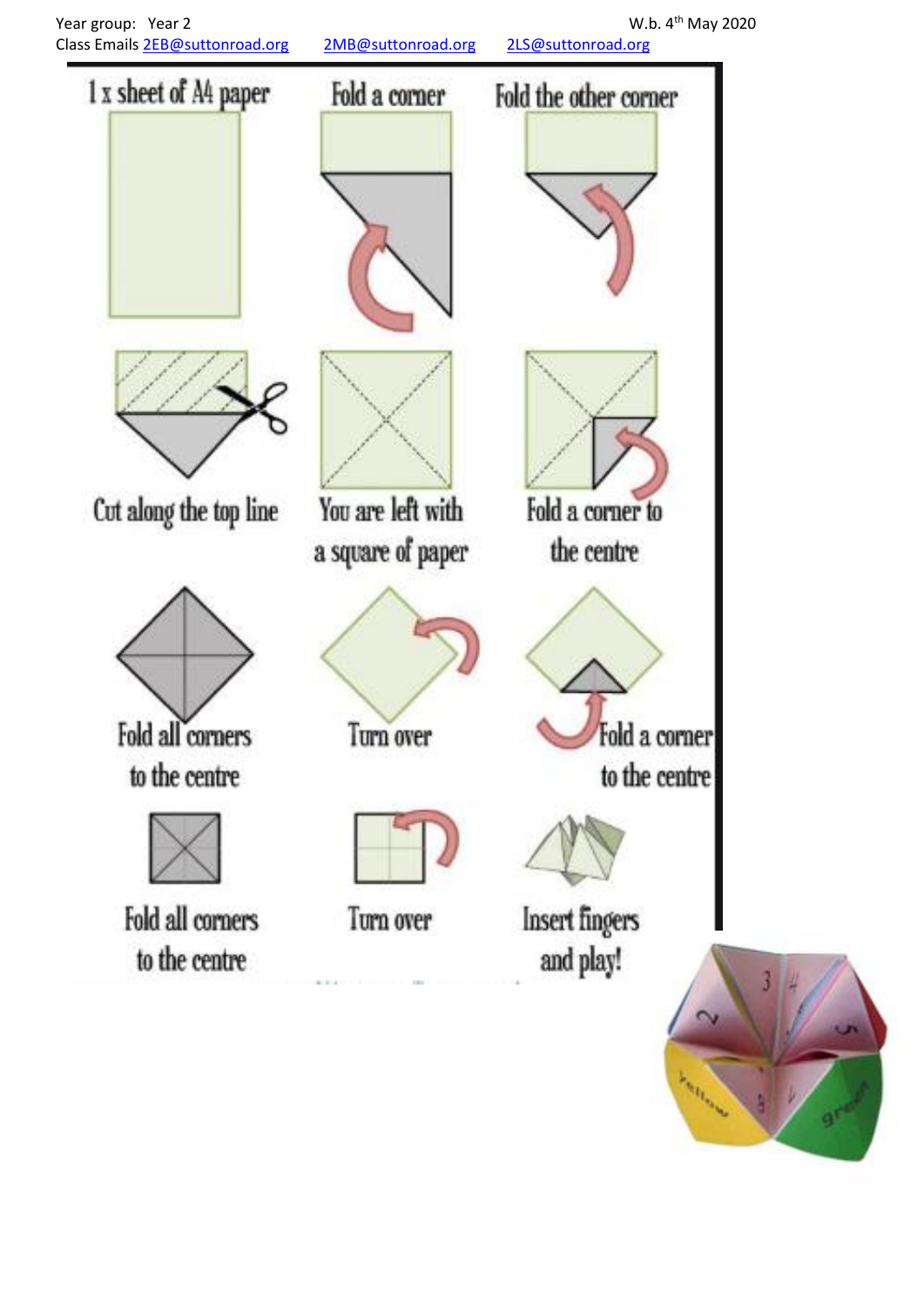Year group: Year 2 W.b. 4th May 2020

Class Emails 2EB@suttonroad.org 2MB@suttonroad.org 2LS@suttonroad.org

1 x sheet of A4 paper

Fold a corner

Fold the other corner

Cut along the top line

You are left with a square of paper

Fold a corner to the centre

Fold all corners to the centre

Turn over

Fold a corner to the centre

Fold all corners to the centre

Turn over

Insert fingers and play!